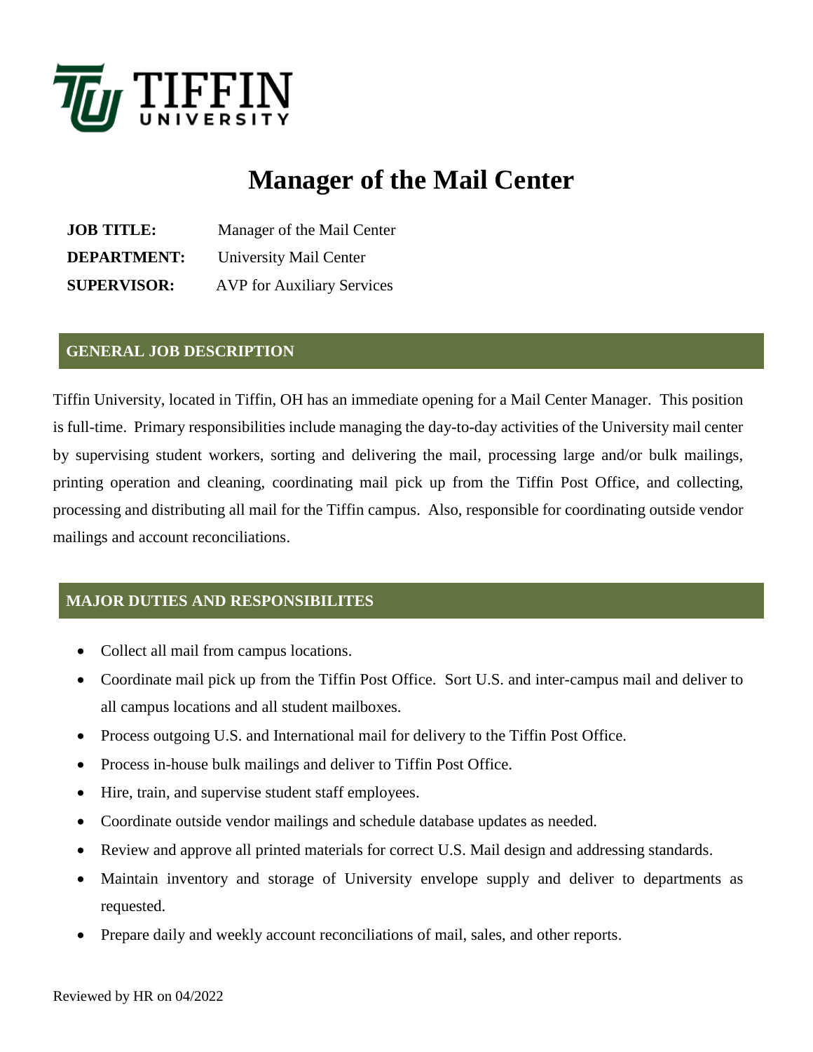TIFFIN UNIVERSITY

# Manager of the Mail Center

**JOB TITLE:** Manager of the Mail Center

**DEPARTMENT:** University Mail Center

**SUPERVISOR:** AVP for Auxiliary Services

## GENERAL JOB DESCRIPTION

Tiffin University, located in Tiffin, OH has an immediate opening for a Mail Center Manager. This position is full-time. Primary responsibilities include managing the day-to-day activities of the University mail center by supervising student workers, sorting and delivering the mail, processing large and/or bulk mailings, printing operation and cleaning, coordinating mail pick up from the Tiffin Post Office, and collecting, processing and distributing all mail for the Tiffin campus. Also, responsible for coordinating outside vendor mailings and account reconciliations.

## MAJOR DUTIES AND RESPONSIBILITES

- Collect all mail from campus locations.
- Coordinate mail pick up from the Tiffin Post Office. Sort U.S. and inter-campus mail and deliver to all campus locations and all student mailboxes.
- Process outgoing U.S. and International mail for delivery to the Tiffin Post Office.
- Process in-house bulk mailings and deliver to Tiffin Post Office.
- Hire, train, and supervise student staff employees.
- Coordinate outside vendor mailings and schedule database updates as needed.
- Review and approve all printed materials for correct U.S. Mail design and addressing standards.
- Maintain inventory and storage of University envelope supply and deliver to departments as requested.
- Prepare daily and weekly account reconciliations of mail, sales, and other reports.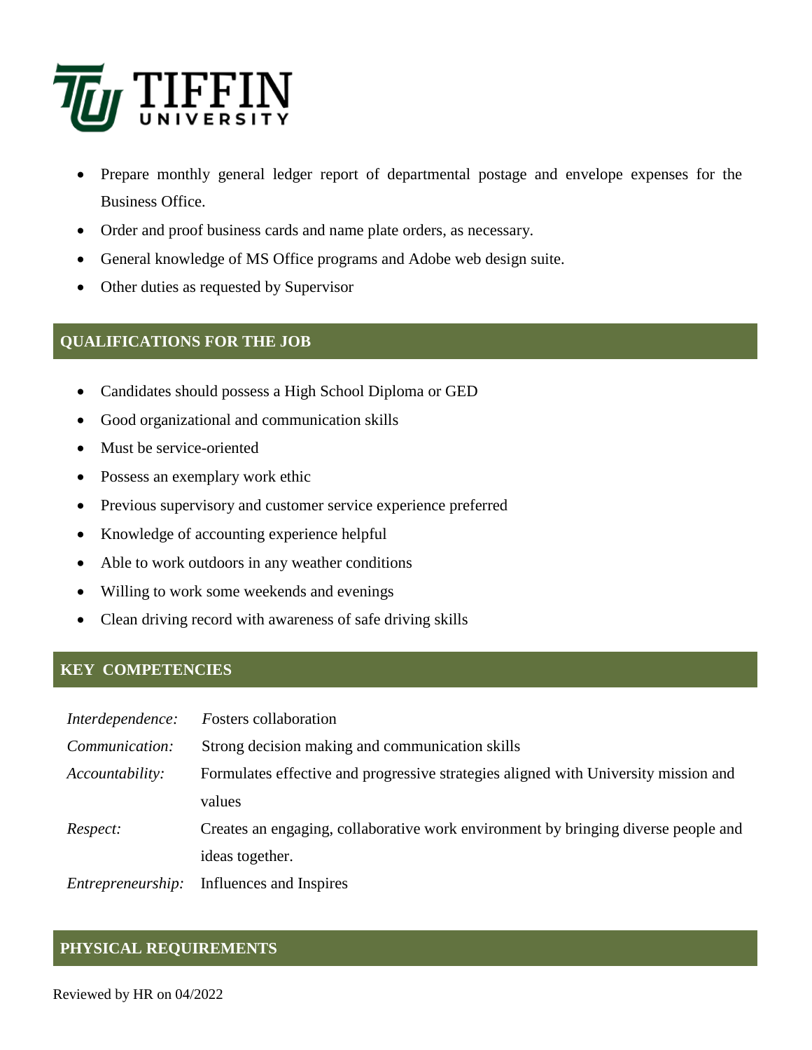- Prepare monthly general ledger report of departmental postage and envelope expenses for the Business Office.
- Order and proof business cards and name plate orders, as necessary.
- General knowledge of MS Office programs and Adobe web design suite.
- Other duties as requested by Supervisor

## QUALIFICATIONS FOR THE JOB

- Candidates should possess a High School Diploma or GED
- Good organizational and communication skills
- Must be service-oriented
- Possess an exemplary work ethic
- Previous supervisory and customer service experience preferred
- Knowledge of accounting experience helpful
- Able to work outdoors in any weather conditions
- Willing to work some weekends and evenings
- Clean driving record with awareness of safe driving skills

## KEY COMPETENCIES

| | |
|---|---|
| *Interdependence:* | *F*osters collaboration |
| *Communication:* | Strong decision making and communication skills |
| *Accountability:* | Formulates effective and progressive strategies aligned with University mission and values |
| *Respect:* | Creates an engaging, collaborative work environment by bringing diverse people and ideas together. |
| *Entrepreneurship:* | Influences and Inspires |

## PHYSICAL REQUIREMENTS

Reviewed by HR on 04/2022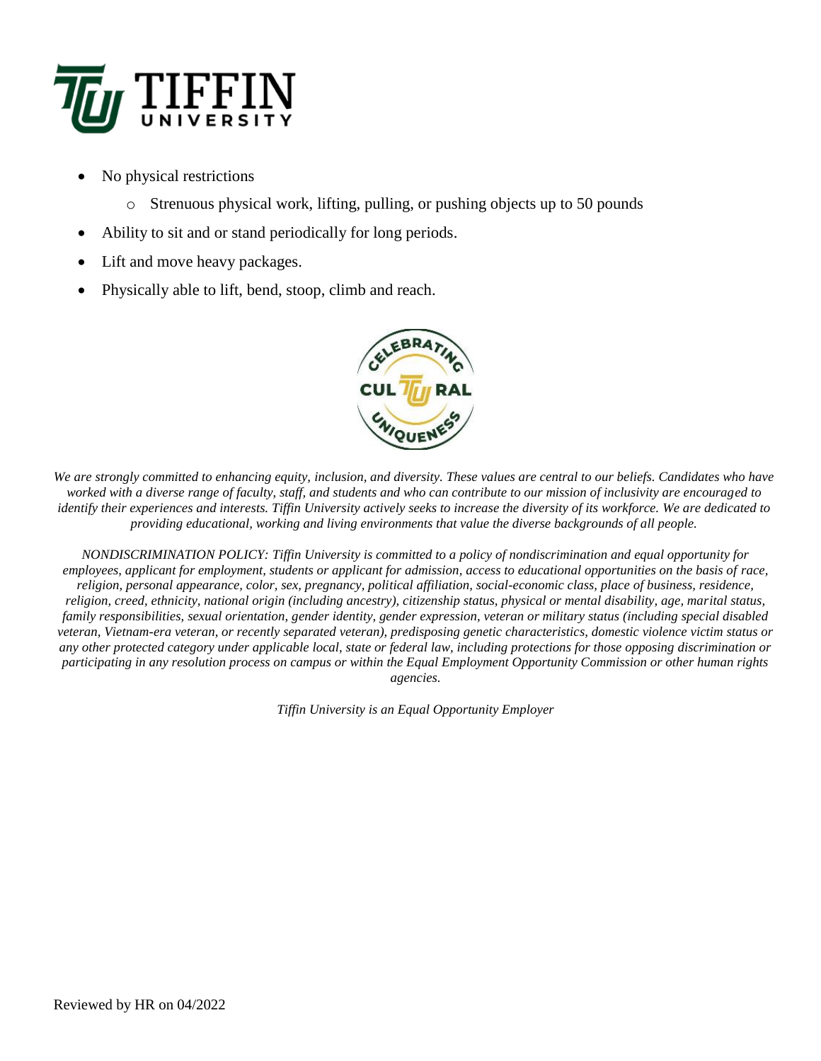- No physical restrictions
  - Strenuous physical work, lifting, pulling, or pushing objects up to 50 pounds
- Ability to sit and or stand periodically for long periods.
- Lift and move heavy packages.
- Physically able to lift, bend, stoop, climb and reach.

*We are strongly committed to enhancing equity, inclusion, and diversity. These values are central to our beliefs. Candidates who have worked with a diverse range of faculty, staff, and students and who can contribute to our mission of inclusivity are encouraged to identify their experiences and interests. Tiffin University actively seeks to increase the diversity of its workforce. We are dedicated to providing educational, working and living environments that value the diverse backgrounds of all people.*

*NONDISCRIMINATION POLICY: Tiffin University is committed to a policy of nondiscrimination and equal opportunity for employees, applicant for employment, students or applicant for admission, access to educational opportunities on the basis of race, religion, personal appearance, color, sex, pregnancy, political affiliation, social-economic class, place of business, residence, religion, creed, ethnicity, national origin (including ancestry), citizenship status, physical or mental disability, age, marital status, family responsibilities, sexual orientation, gender identity, gender expression, veteran or military status (including special disabled veteran, Vietnam-era veteran, or recently separated veteran), predisposing genetic characteristics, domestic violence victim status or any other protected category under applicable local, state or federal law, including protections for those opposing discrimination or participating in any resolution process on campus or within the Equal Employment Opportunity Commission or other human rights agencies.*

*Tiffin University is an Equal Opportunity Employer*

Reviewed by HR on 04/2022